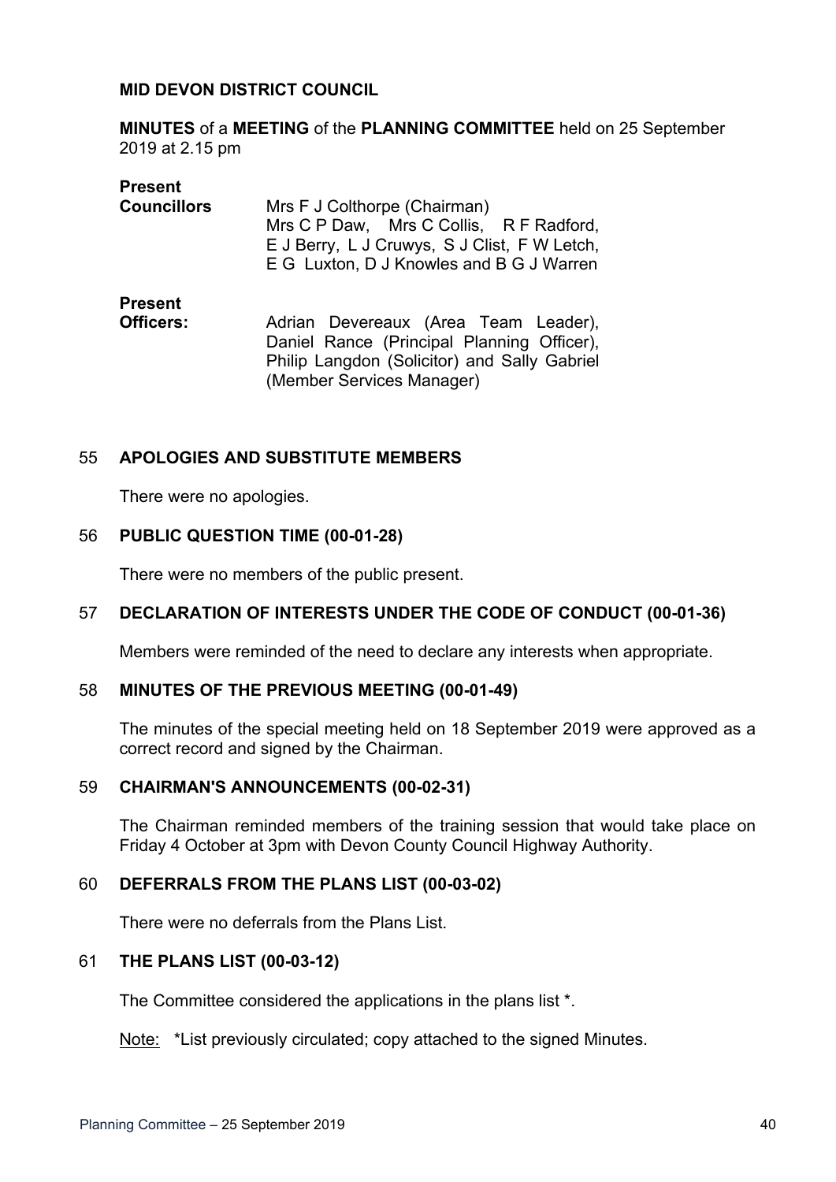**MID DEVON DISTRICT COUNCIL**

**MINUTES** of a **MEETING** of the **PLANNING COMMITTEE** held on 25 September 2019 at 2.15 pm

**Present**

**Councillors** Mrs F J Colthorpe (Chairman)
Mrs C P Daw, Mrs C Collis, R F Radford, E J Berry, L J Cruwys, S J Clist, F W Letch, E G Luxton, D J Knowles and B G J Warren

**Present**

**Officers:** Adrian Devereaux (Area Team Leader), Daniel Rance (Principal Planning Officer), Philip Langdon (Solicitor) and Sally Gabriel (Member Services Manager)

## 55 APOLOGIES AND SUBSTITUTE MEMBERS

There were no apologies.

## 56 PUBLIC QUESTION TIME (00-01-28)

There were no members of the public present.

## 57 DECLARATION OF INTERESTS UNDER THE CODE OF CONDUCT (00-01-36)

Members were reminded of the need to declare any interests when appropriate.

## 58 MINUTES OF THE PREVIOUS MEETING (00-01-49)

The minutes of the special meeting held on 18 September 2019 were approved as a correct record and signed by the Chairman.

## 59 CHAIRMAN'S ANNOUNCEMENTS (00-02-31)

The Chairman reminded members of the training session that would take place on Friday 4 October at 3pm with Devon County Council Highway Authority.

## 60 DEFERRALS FROM THE PLANS LIST (00-03-02)

There were no deferrals from the Plans List.

## 61 THE PLANS LIST (00-03-12)

The Committee considered the applications in the plans list *.

Note: *List previously circulated; copy attached to the signed Minutes.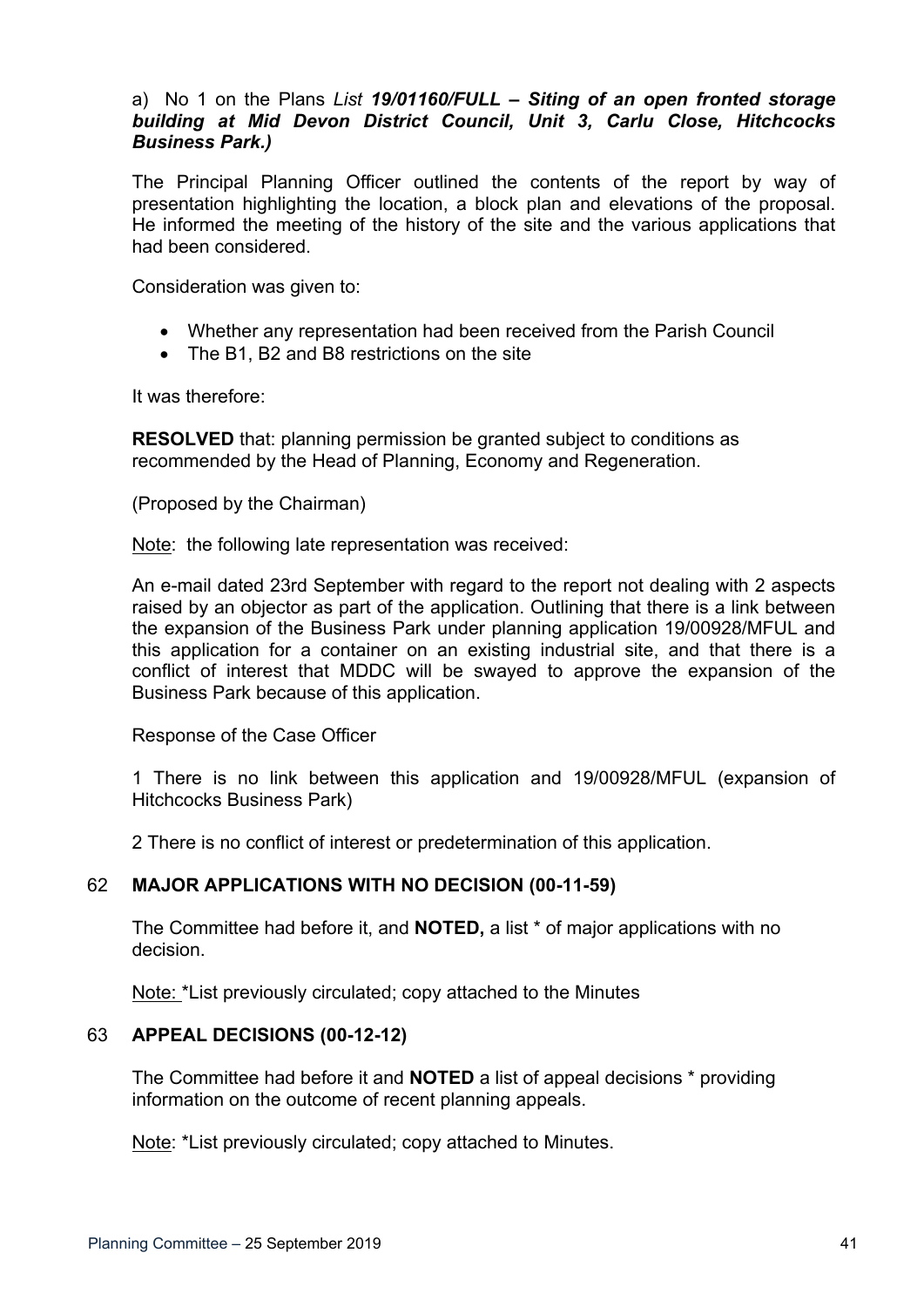a) No 1 on the Plans *List* ***19/01160/FULL – Siting of an open fronted storage building at Mid Devon District Council, Unit 3, Carlu Close, Hitchcocks Business Park.)***

The Principal Planning Officer outlined the contents of the report by way of presentation highlighting the location, a block plan and elevations of the proposal. He informed the meeting of the history of the site and the various applications that had been considered.

Consideration was given to:

- Whether any representation had been received from the Parish Council
- The B1, B2 and B8 restrictions on the site

It was therefore:

**RESOLVED** that: planning permission be granted subject to conditions as recommended by the Head of Planning, Economy and Regeneration.

(Proposed by the Chairman)

Note: the following late representation was received:

An e-mail dated 23rd September with regard to the report not dealing with 2 aspects raised by an objector as part of the application. Outlining that there is a link between the expansion of the Business Park under planning application 19/00928/MFUL and this application for a container on an existing industrial site, and that there is a conflict of interest that MDDC will be swayed to approve the expansion of the Business Park because of this application.

Response of the Case Officer

1 There is no link between this application and 19/00928/MFUL (expansion of Hitchcocks Business Park)

2 There is no conflict of interest or predetermination of this application.

## 62 MAJOR APPLICATIONS WITH NO DECISION (00-11-59)

The Committee had before it, and **NOTED,** a list * of major applications with no decision.

Note: *List previously circulated; copy attached to the Minutes

## 63 APPEAL DECISIONS (00-12-12)

The Committee had before it and **NOTED** a list of appeal decisions * providing information on the outcome of recent planning appeals.

Note: *List previously circulated; copy attached to Minutes.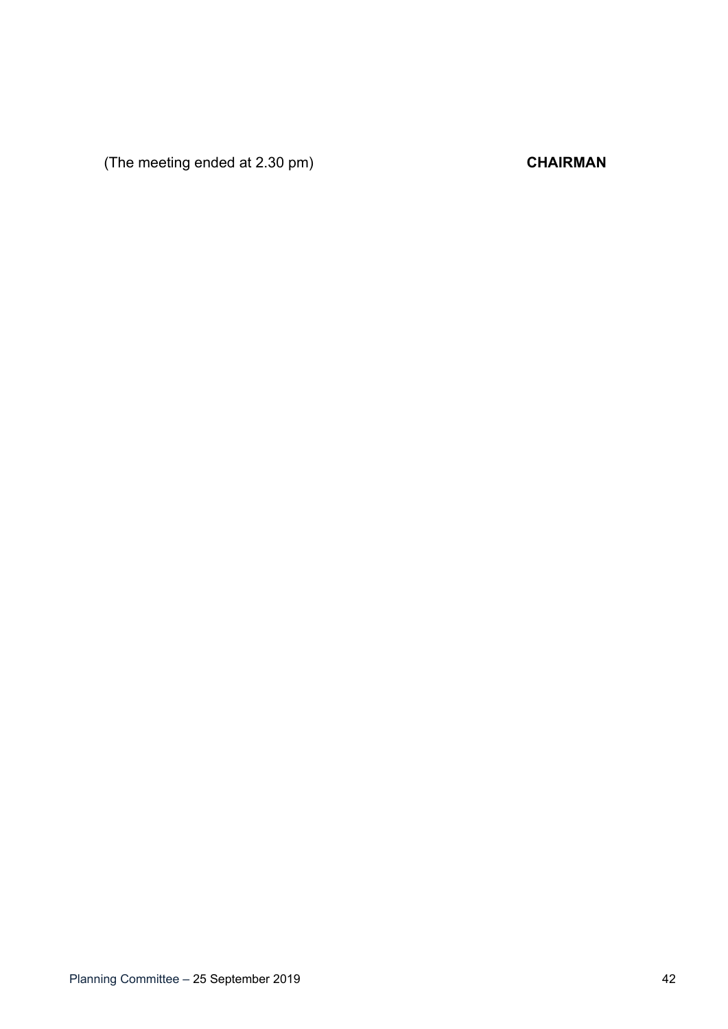(The meeting ended at 2.30 pm) **CHAIRMAN**